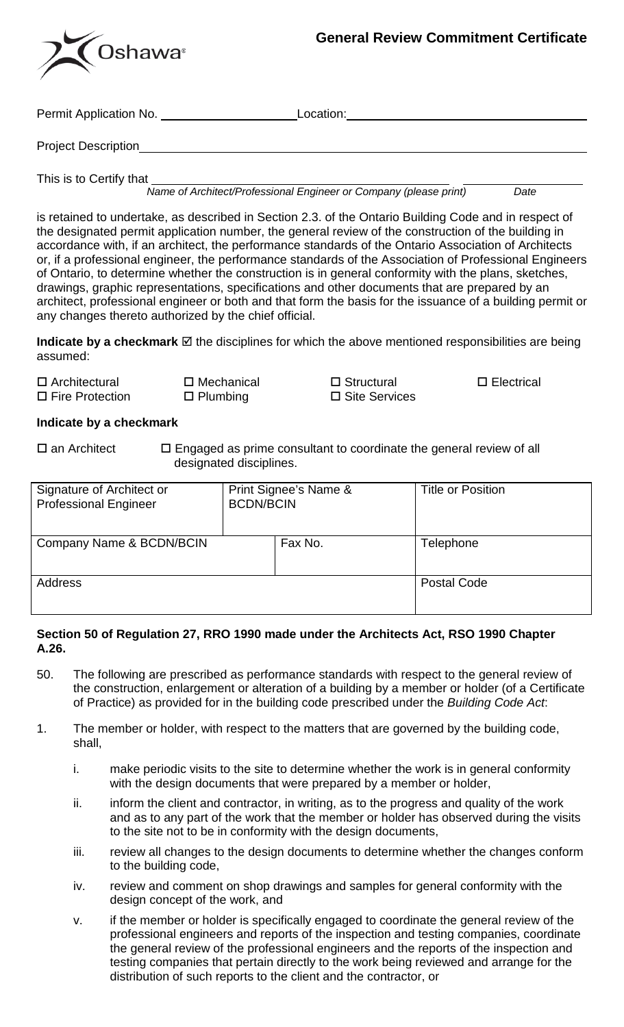Oshawa

# General Review Commitment Certificate

Permit Application No. ____________________ Location: ________________________________________

Project Description ______________________________________________________________________

This is to Certify that ____________________________________________ ________________
*Name of Architect/Professional Engineer or Company (please print)* *Date*

is retained to undertake, as described in Section 2.3. of the Ontario Building Code and in respect of the designated permit application number, the general review of the construction of the building in accordance with, if an architect, the performance standards of the Ontario Association of Architects or, if a professional engineer, the performance standards of the Association of Professional Engineers of Ontario, to determine whether the construction is in general conformity with the plans, sketches, drawings, graphic representations, specifications and other documents that are prepared by an architect, professional engineer or both and that form the basis for the issuance of a building permit or any changes thereto authorized by the chief official.

**Indicate by a checkmark** ☑ the disciplines for which the above mentioned responsibilities are being assumed:

☐ Architectural ☐ Mechanical ☐ Structural ☐ Electrical
☐ Fire Protection ☐ Plumbing ☐ Site Services

**Indicate by a checkmark**

☐ an Architect ☐ Engaged as prime consultant to coordinate the general review of all designated disciplines.

| Signature of Architect or Professional Engineer | Print Signee's Name & BCDN/BCIN | | Title or Position |
|---|---|---|---|
| Company Name & BCDN/BCIN | | Fax No. | Telephone |
| Address | | | Postal Code |

**Section 50 of Regulation 27, RRO 1990 made under the Architects Act, RSO 1990 Chapter A.26.**

50. The following are prescribed as performance standards with respect to the general review of the construction, enlargement or alteration of a building by a member or holder (of a Certificate of Practice) as provided for in the building code prescribed under the *Building Code Act*:

1. The member or holder, with respect to the matters that are governed by the building code, shall,

   i. make periodic visits to the site to determine whether the work is in general conformity with the design documents that were prepared by a member or holder,

   ii. inform the client and contractor, in writing, as to the progress and quality of the work and as to any part of the work that the member or holder has observed during the visits to the site not to be in conformity with the design documents,

   iii. review all changes to the design documents to determine whether the changes conform to the building code,

   iv. review and comment on shop drawings and samples for general conformity with the design concept of the work, and

   v. if the member or holder is specifically engaged to coordinate the general review of the professional engineers and reports of the inspection and testing companies, coordinate the general review of the professional engineers and the reports of the inspection and testing companies that pertain directly to the work being reviewed and arrange for the distribution of such reports to the client and the contractor, or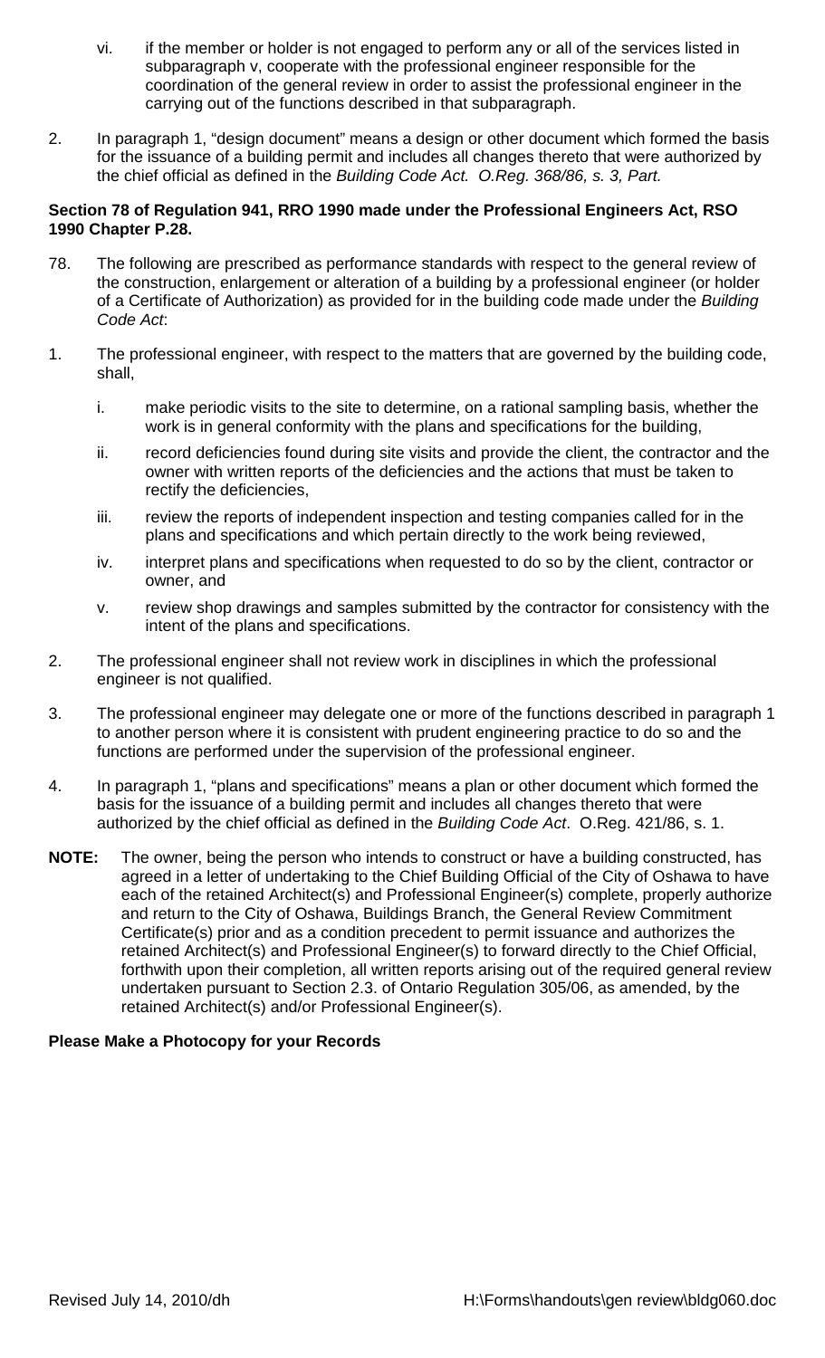vi. if the member or holder is not engaged to perform any or all of the services listed in subparagraph v, cooperate with the professional engineer responsible for the coordination of the general review in order to assist the professional engineer in the carrying out of the functions described in that subparagraph.

2. In paragraph 1, "design document" means a design or other document which formed the basis for the issuance of a building permit and includes all changes thereto that were authorized by the chief official as defined in the *Building Code Act. O.Reg. 368/86, s. 3, Part.*

**Section 78 of Regulation 941, RRO 1990 made under the Professional Engineers Act, RSO 1990 Chapter P.28.**

78. The following are prescribed as performance standards with respect to the general review of the construction, enlargement or alteration of a building by a professional engineer (or holder of a Certificate of Authorization) as provided for in the building code made under the *Building Code Act*:

1. The professional engineer, with respect to the matters that are governed by the building code, shall,

   i. make periodic visits to the site to determine, on a rational sampling basis, whether the work is in general conformity with the plans and specifications for the building,

   ii. record deficiencies found during site visits and provide the client, the contractor and the owner with written reports of the deficiencies and the actions that must be taken to rectify the deficiencies,

   iii. review the reports of independent inspection and testing companies called for in the plans and specifications and which pertain directly to the work being reviewed,

   iv. interpret plans and specifications when requested to do so by the client, contractor or owner, and

   v. review shop drawings and samples submitted by the contractor for consistency with the intent of the plans and specifications.

2. The professional engineer shall not review work in disciplines in which the professional engineer is not qualified.

3. The professional engineer may delegate one or more of the functions described in paragraph 1 to another person where it is consistent with prudent engineering practice to do so and the functions are performed under the supervision of the professional engineer.

4. In paragraph 1, "plans and specifications" means a plan or other document which formed the basis for the issuance of a building permit and includes all changes thereto that were authorized by the chief official as defined in the *Building Code Act*. O.Reg. 421/86, s. 1.

**NOTE:** The owner, being the person who intends to construct or have a building constructed, has agreed in a letter of undertaking to the Chief Building Official of the City of Oshawa to have each of the retained Architect(s) and Professional Engineer(s) complete, properly authorize and return to the City of Oshawa, Buildings Branch, the General Review Commitment Certificate(s) prior and as a condition precedent to permit issuance and authorizes the retained Architect(s) and Professional Engineer(s) to forward directly to the Chief Official, forthwith upon their completion, all written reports arising out of the required general review undertaken pursuant to Section 2.3. of Ontario Regulation 305/06, as amended, by the retained Architect(s) and/or Professional Engineer(s).

**Please Make a Photocopy for your Records**

Revised July 14, 2010/dh H:\Forms\handouts\gen review\bldg060.doc